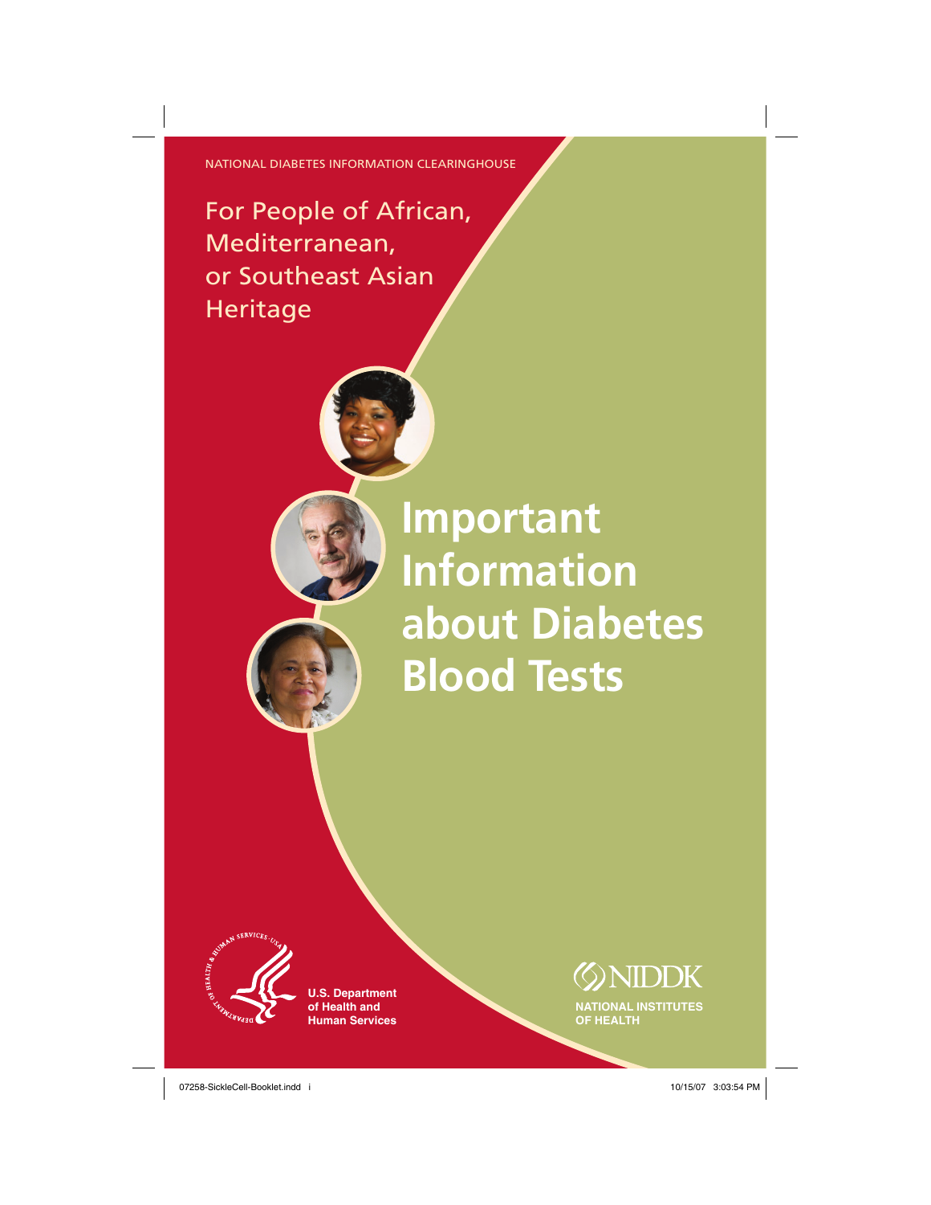NATIONAL DIABETES INFORMATION CLEARINGHOUSE

For People of African, Mediterranean, or Southeast Asian Heritage

# Important Information about Diabetes Blood Tests

U.S. Department of Health and Human Services

NIDDK

NATIONAL INSTITUTES OF HEALTH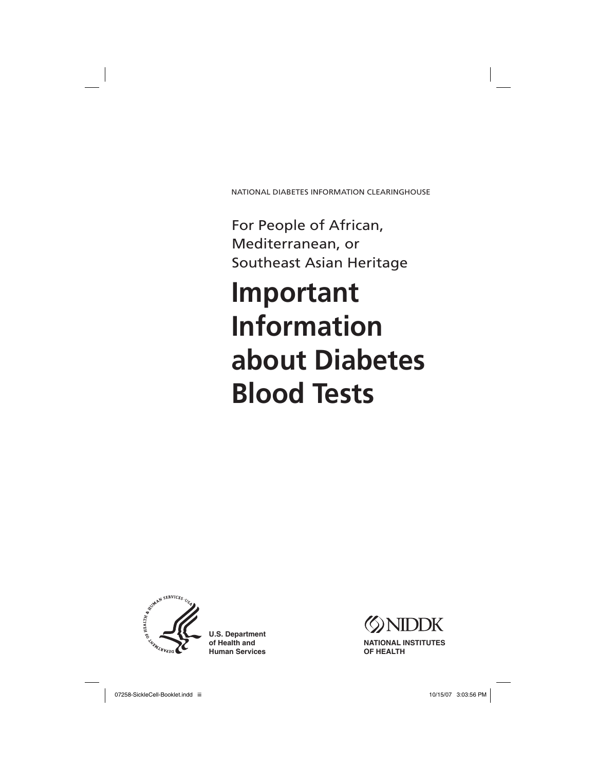NATIONAL DIABETES INFORMATION CLEARINGHOUSE

For People of African, Mediterranean, or Southeast Asian Heritage

# Important Information about Diabetes Blood Tests

U.S. Department of Health and Human Services

NIDDK

NATIONAL INSTITUTES OF HEALTH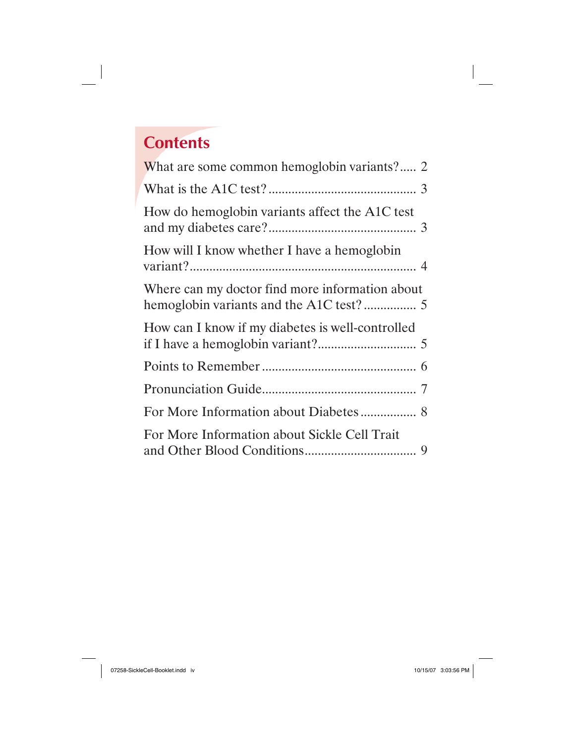# Contents

What are some common hemoglobin variants? ..... 2

What is the A1C test? ..... 3

How do hemoglobin variants affect the A1C test and my diabetes care? ..... 3

How will I know whether I have a hemoglobin variant? ..... 4

Where can my doctor find more information about hemoglobin variants and the A1C test? ..... 5

How can I know if my diabetes is well-controlled if I have a hemoglobin variant? ..... 5

Points to Remember ..... 6

Pronunciation Guide ..... 7

For More Information about Diabetes ..... 8

For More Information about Sickle Cell Trait and Other Blood Conditions ..... 9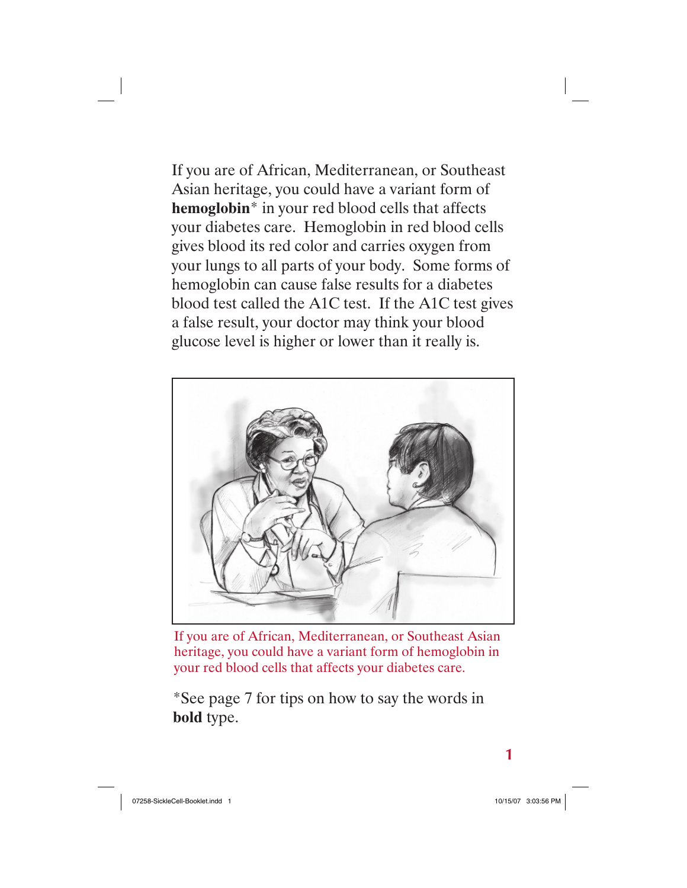If you are of African, Mediterranean, or Southeast Asian heritage, you could have a variant form of **hemoglobin*** in your red blood cells that affects your diabetes care. Hemoglobin in red blood cells gives blood its red color and carries oxygen from your lungs to all parts of your body. Some forms of hemoglobin can cause false results for a diabetes blood test called the A1C test. If the A1C test gives a false result, your doctor may think your blood glucose level is higher or lower than it really is.

If you are of African, Mediterranean, or Southeast Asian heritage, you could have a variant form of hemoglobin in your red blood cells that affects your diabetes care.

*See page 7 for tips on how to say the words in **bold** type.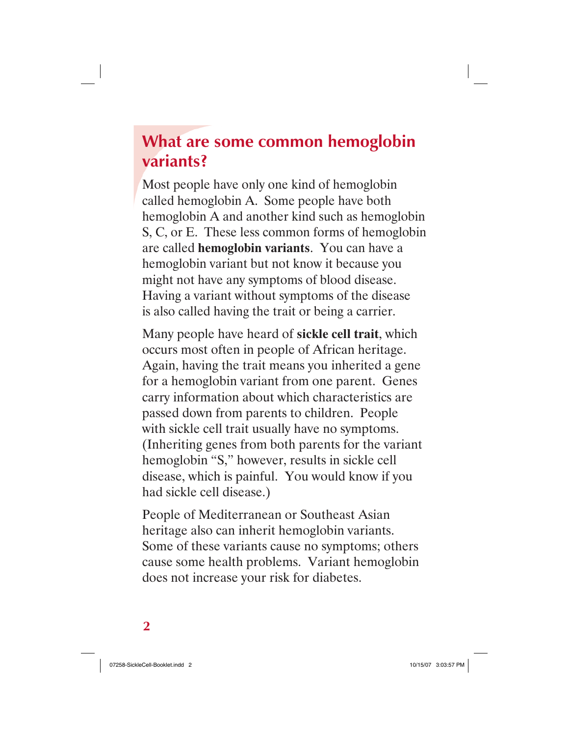## What are some common hemoglobin variants?

Most people have only one kind of hemoglobin called hemoglobin A. Some people have both hemoglobin A and another kind such as hemoglobin S, C, or E. These less common forms of hemoglobin are called **hemoglobin variants**. You can have a hemoglobin variant but not know it because you might not have any symptoms of blood disease. Having a variant without symptoms of the disease is also called having the trait or being a carrier.

Many people have heard of **sickle cell trait**, which occurs most often in people of African heritage. Again, having the trait means you inherited a gene for a hemoglobin variant from one parent. Genes carry information about which characteristics are passed down from parents to children. People with sickle cell trait usually have no symptoms. (Inheriting genes from both parents for the variant hemoglobin "S," however, results in sickle cell disease, which is painful. You would know if you had sickle cell disease.)

People of Mediterranean or Southeast Asian heritage also can inherit hemoglobin variants. Some of these variants cause no symptoms; others cause some health problems. Variant hemoglobin does not increase your risk for diabetes.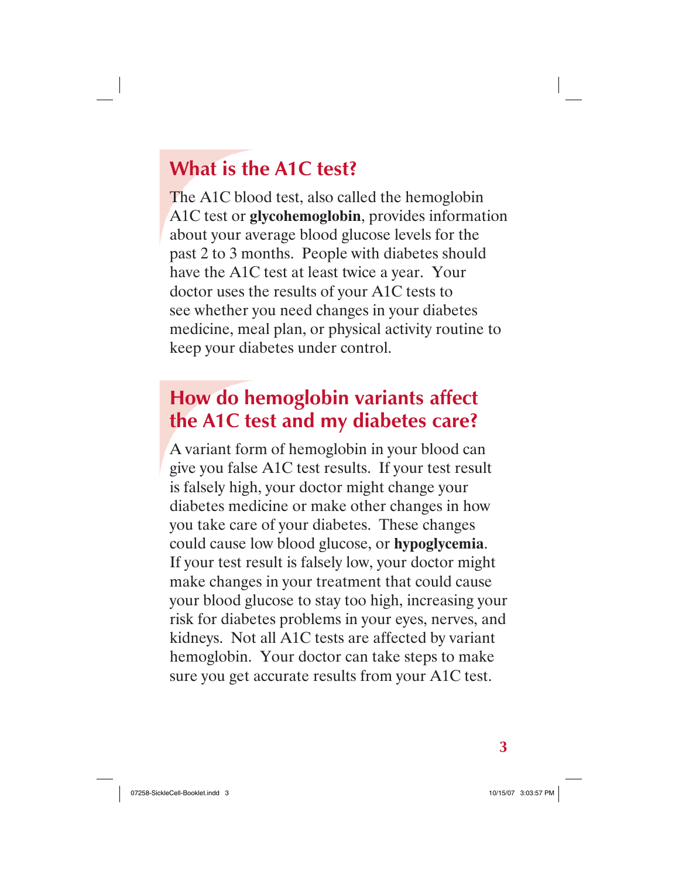## What is the A1C test?

The A1C blood test, also called the hemoglobin A1C test or **glycohemoglobin**, provides information about your average blood glucose levels for the past 2 to 3 months. People with diabetes should have the A1C test at least twice a year. Your doctor uses the results of your A1C tests to see whether you need changes in your diabetes medicine, meal plan, or physical activity routine to keep your diabetes under control.

## How do hemoglobin variants affect the A1C test and my diabetes care?

A variant form of hemoglobin in your blood can give you false A1C test results. If your test result is falsely high, your doctor might change your diabetes medicine or make other changes in how you take care of your diabetes. These changes could cause low blood glucose, or **hypoglycemia**. If your test result is falsely low, your doctor might make changes in your treatment that could cause your blood glucose to stay too high, increasing your risk for diabetes problems in your eyes, nerves, and kidneys. Not all A1C tests are affected by variant hemoglobin. Your doctor can take steps to make sure you get accurate results from your A1C test.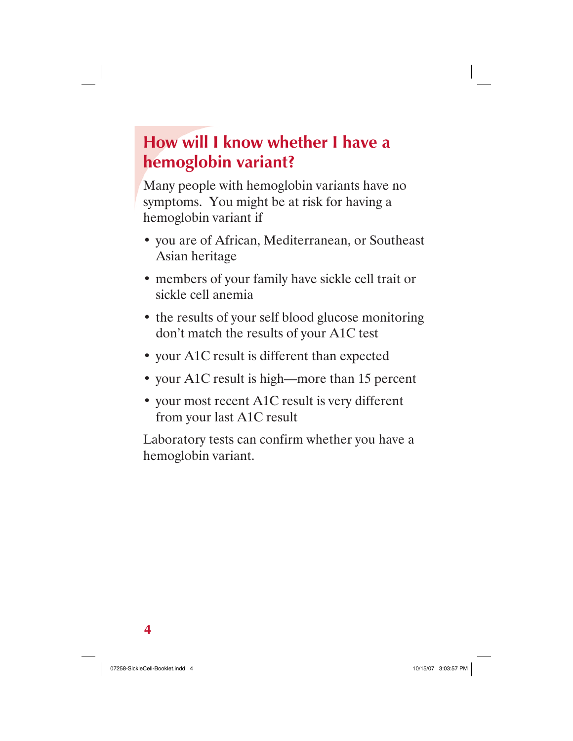## How will I know whether I have a hemoglobin variant?

Many people with hemoglobin variants have no symptoms. You might be at risk for having a hemoglobin variant if

- you are of African, Mediterranean, or Southeast Asian heritage
- members of your family have sickle cell trait or sickle cell anemia
- the results of your self blood glucose monitoring don't match the results of your A1C test
- your A1C result is different than expected
- your A1C result is high—more than 15 percent
- your most recent A1C result is very different from your last A1C result

Laboratory tests can confirm whether you have a hemoglobin variant.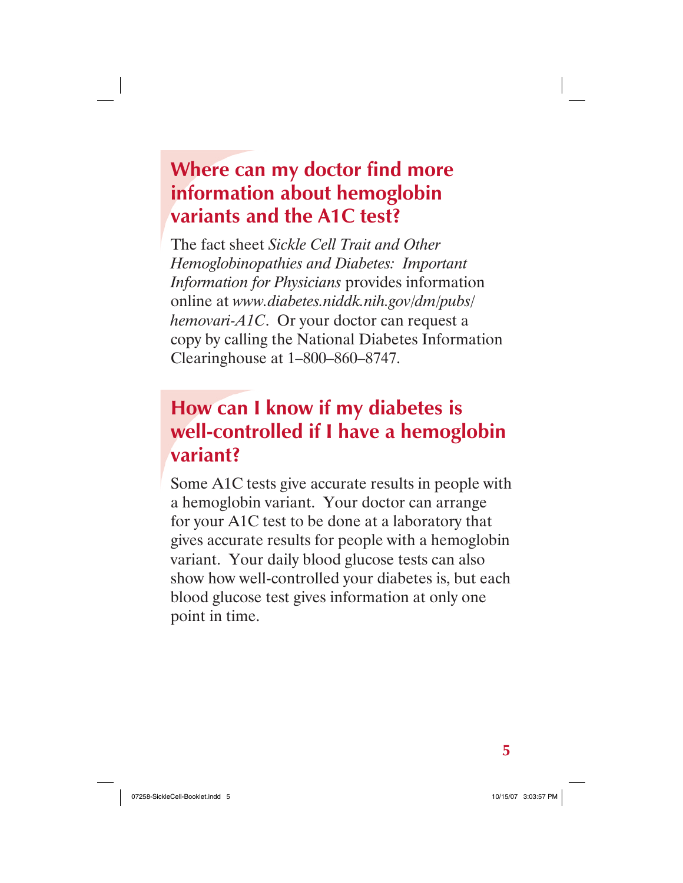## Where can my doctor find more information about hemoglobin variants and the A1C test?

The fact sheet *Sickle Cell Trait and Other Hemoglobinopathies and Diabetes: Important Information for Physicians* provides information online at *www.diabetes.niddk.nih.gov/dm/pubs/hemovari-A1C*. Or your doctor can request a copy by calling the National Diabetes Information Clearinghouse at 1–800–860–8747.

## How can I know if my diabetes is well-controlled if I have a hemoglobin variant?

Some A1C tests give accurate results in people with a hemoglobin variant. Your doctor can arrange for your A1C test to be done at a laboratory that gives accurate results for people with a hemoglobin variant. Your daily blood glucose tests can also show how well-controlled your diabetes is, but each blood glucose test gives information at only one point in time.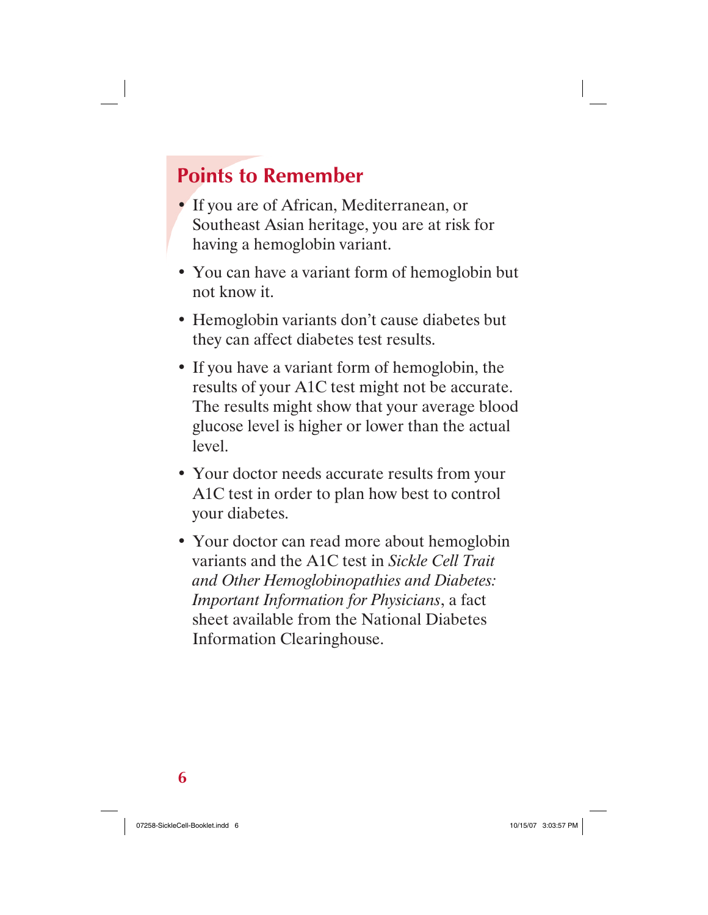## Points to Remember

- If you are of African, Mediterranean, or Southeast Asian heritage, you are at risk for having a hemoglobin variant.
- You can have a variant form of hemoglobin but not know it.
- Hemoglobin variants don't cause diabetes but they can affect diabetes test results.
- If you have a variant form of hemoglobin, the results of your A1C test might not be accurate. The results might show that your average blood glucose level is higher or lower than the actual level.
- Your doctor needs accurate results from your A1C test in order to plan how best to control your diabetes.
- Your doctor can read more about hemoglobin variants and the A1C test in *Sickle Cell Trait and Other Hemoglobinopathies and Diabetes: Important Information for Physicians*, a fact sheet available from the National Diabetes Information Clearinghouse.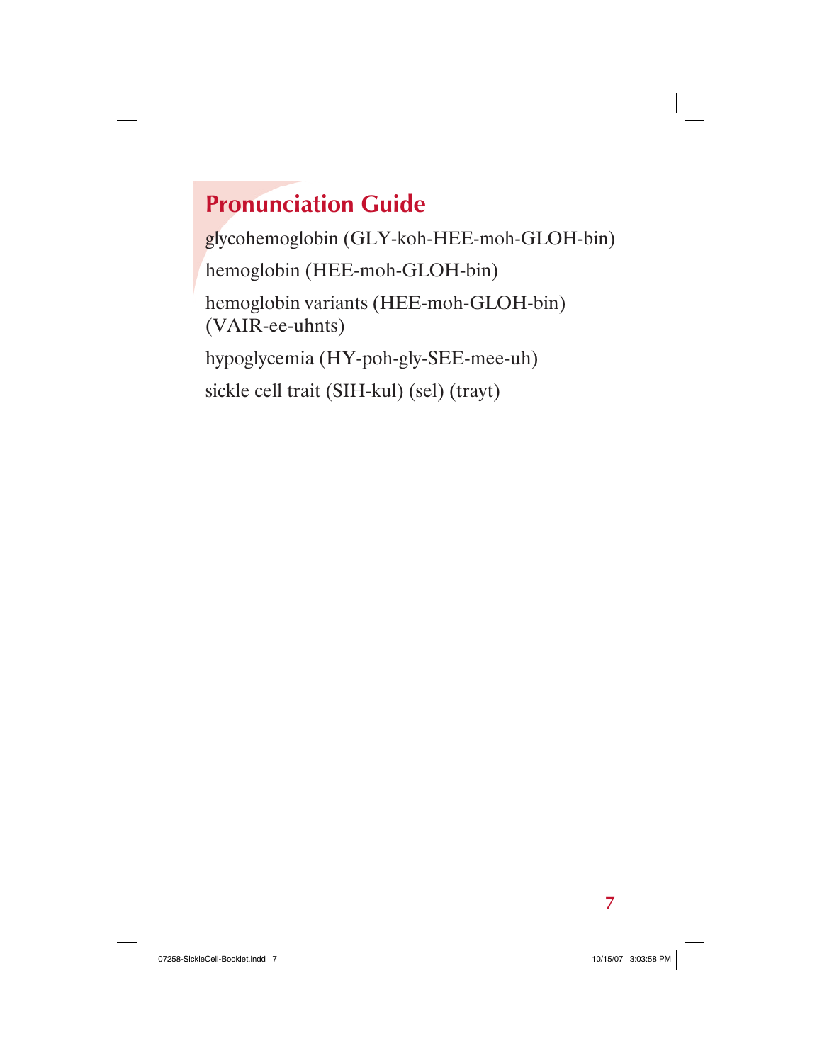## Pronunciation Guide

glycohemoglobin (GLY-koh-HEE-moh-GLOH-bin)

hemoglobin (HEE-moh-GLOH-bin)

hemoglobin variants (HEE-moh-GLOH-bin) (VAIR-ee-uhnts)

hypoglycemia (HY-poh-gly-SEE-mee-uh)

sickle cell trait (SIH-kul) (sel) (trayt)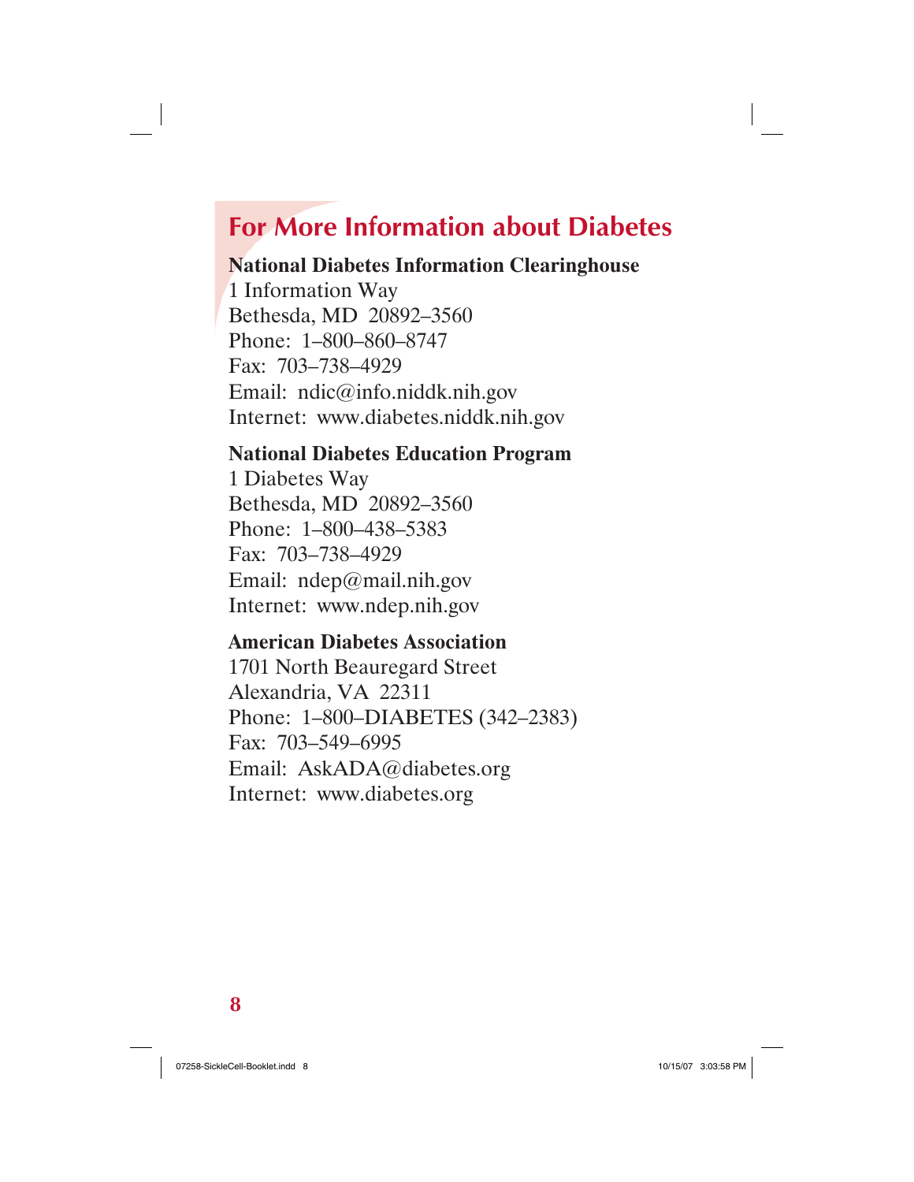## For More Information about Diabetes

**National Diabetes Information Clearinghouse**
1 Information Way
Bethesda, MD 20892–3560
Phone: 1–800–860–8747
Fax: 703–738–4929
Email: ndic@info.niddk.nih.gov
Internet: www.diabetes.niddk.nih.gov

**National Diabetes Education Program**
1 Diabetes Way
Bethesda, MD 20892–3560
Phone: 1–800–438–5383
Fax: 703–738–4929
Email: ndep@mail.nih.gov
Internet: www.ndep.nih.gov

**American Diabetes Association**
1701 North Beauregard Street
Alexandria, VA 22311
Phone: 1–800–DIABETES (342–2383)
Fax: 703–549–6995
Email: AskADA@diabetes.org
Internet: www.diabetes.org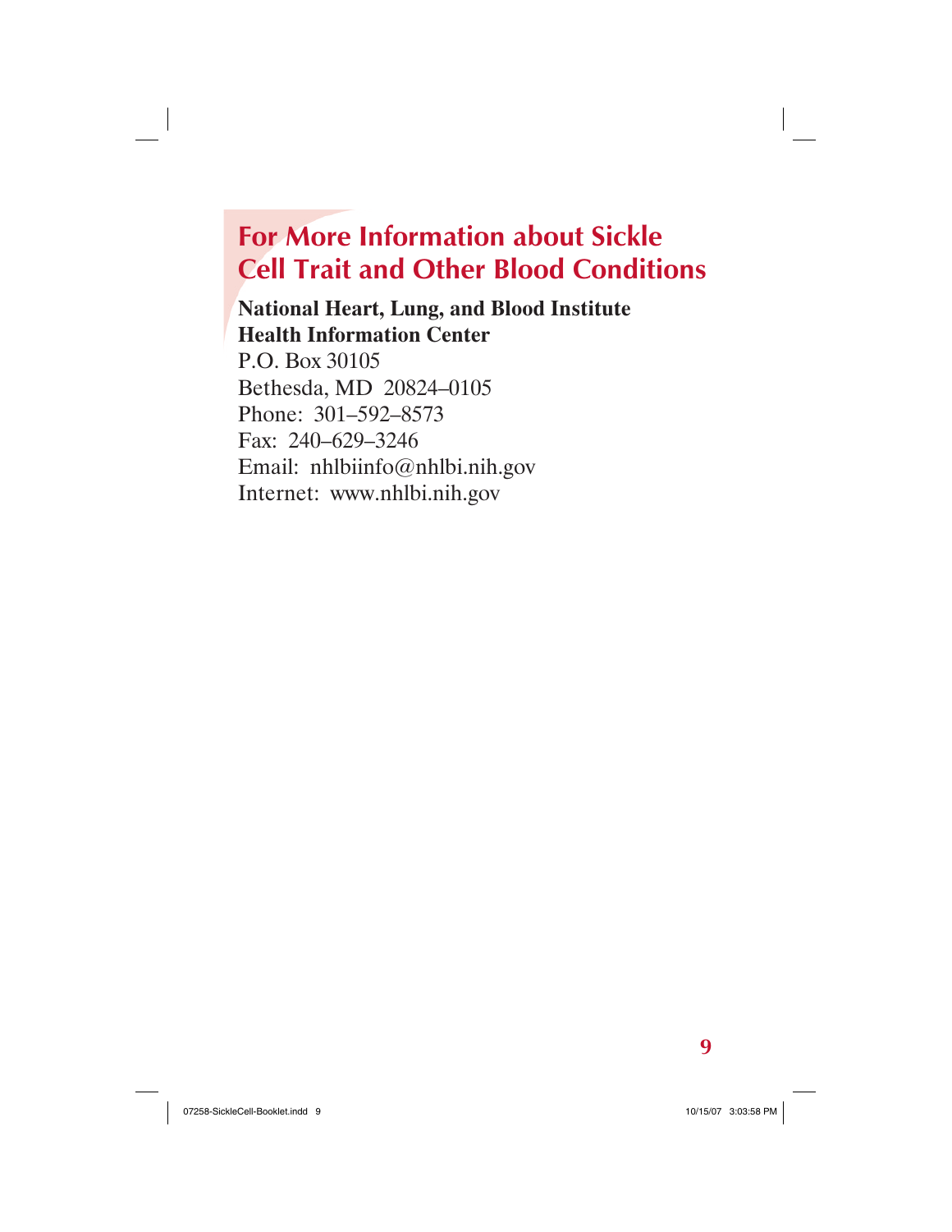## For More Information about Sickle Cell Trait and Other Blood Conditions

**National Heart, Lung, and Blood Institute**
**Health Information Center**
P.O. Box 30105
Bethesda, MD 20824–0105
Phone: 301–592–8573
Fax: 240–629–3246
Email: nhlbiinfo@nhlbi.nih.gov
Internet: www.nhlbi.nih.gov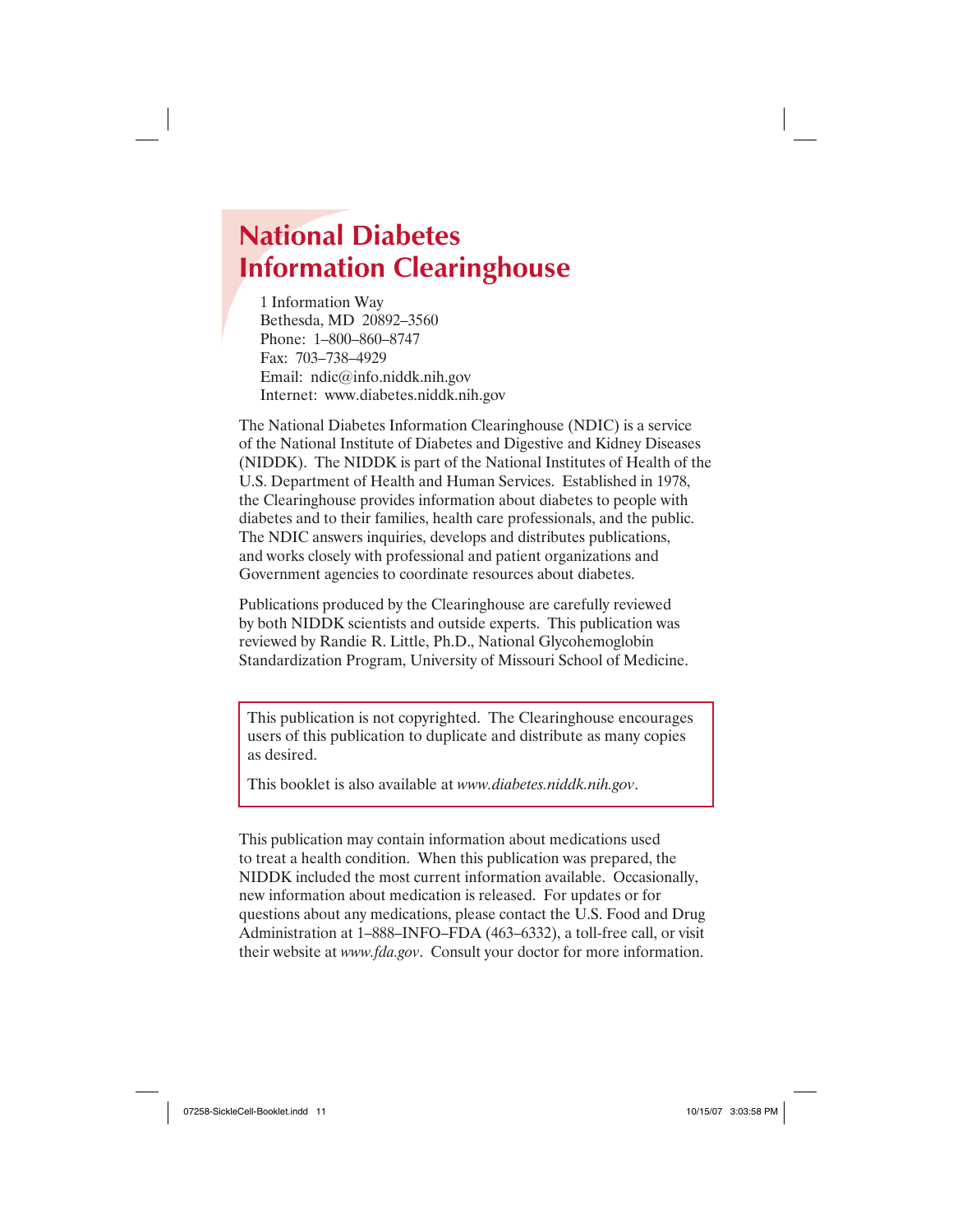# National Diabetes Information Clearinghouse

1 Information Way
Bethesda, MD 20892–3560
Phone: 1–800–860–8747
Fax: 703–738–4929
Email: ndic@info.niddk.nih.gov
Internet: www.diabetes.niddk.nih.gov

The National Diabetes Information Clearinghouse (NDIC) is a service of the National Institute of Diabetes and Digestive and Kidney Diseases (NIDDK). The NIDDK is part of the National Institutes of Health of the U.S. Department of Health and Human Services. Established in 1978, the Clearinghouse provides information about diabetes to people with diabetes and to their families, health care professionals, and the public. The NDIC answers inquiries, develops and distributes publications, and works closely with professional and patient organizations and Government agencies to coordinate resources about diabetes.

Publications produced by the Clearinghouse are carefully reviewed by both NIDDK scientists and outside experts. This publication was reviewed by Randie R. Little, Ph.D., National Glycohemoglobin Standardization Program, University of Missouri School of Medicine.

This publication is not copyrighted. The Clearinghouse encourages users of this publication to duplicate and distribute as many copies as desired.

This booklet is also available at *www.diabetes.niddk.nih.gov*.

This publication may contain information about medications used to treat a health condition. When this publication was prepared, the NIDDK included the most current information available. Occasionally, new information about medication is released. For updates or for questions about any medications, please contact the U.S. Food and Drug Administration at 1–888–INFO–FDA (463–6332), a toll-free call, or visit their website at *www.fda.gov*. Consult your doctor for more information.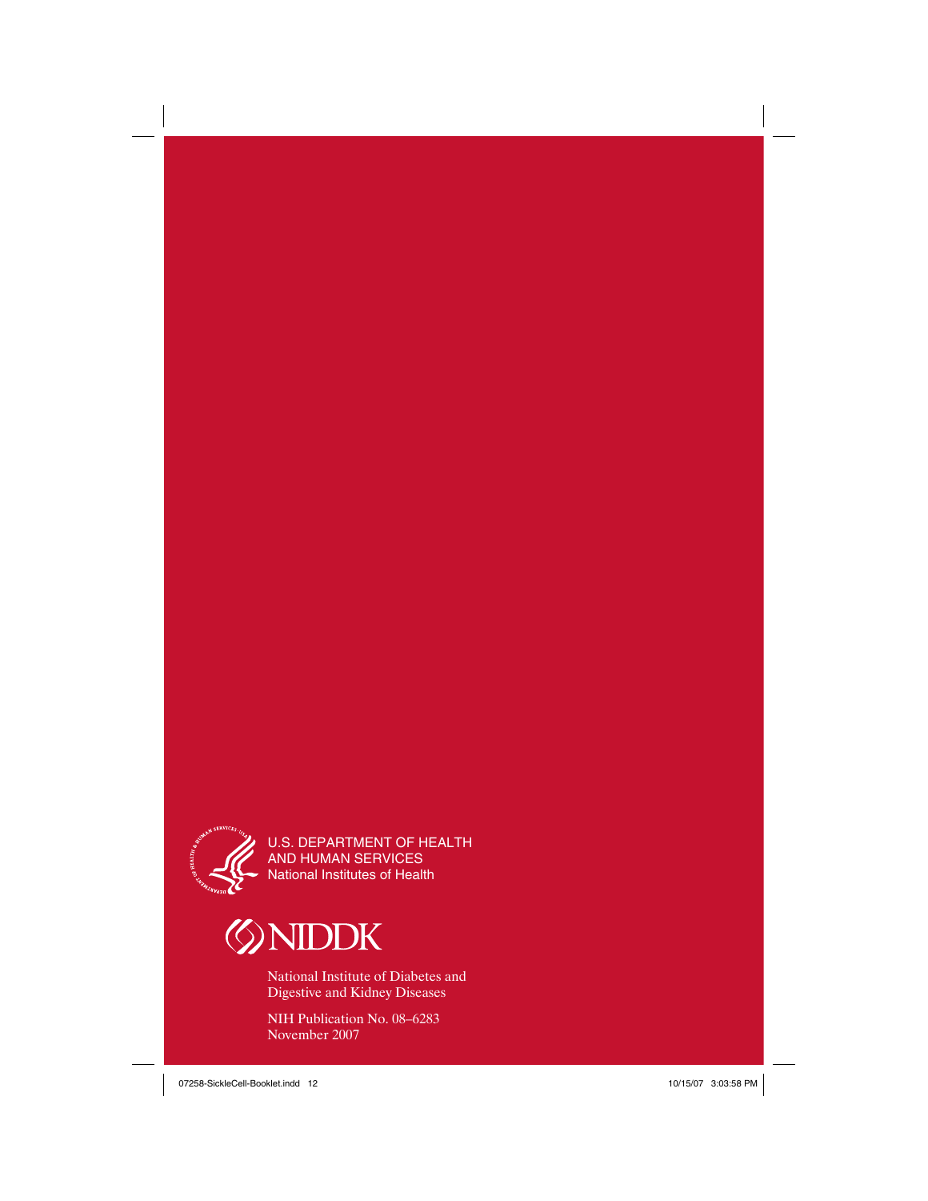U.S. DEPARTMENT OF HEALTH AND HUMAN SERVICES
National Institutes of Health

NIDDK

National Institute of Diabetes and Digestive and Kidney Diseases

NIH Publication No. 08–6283
November 2007